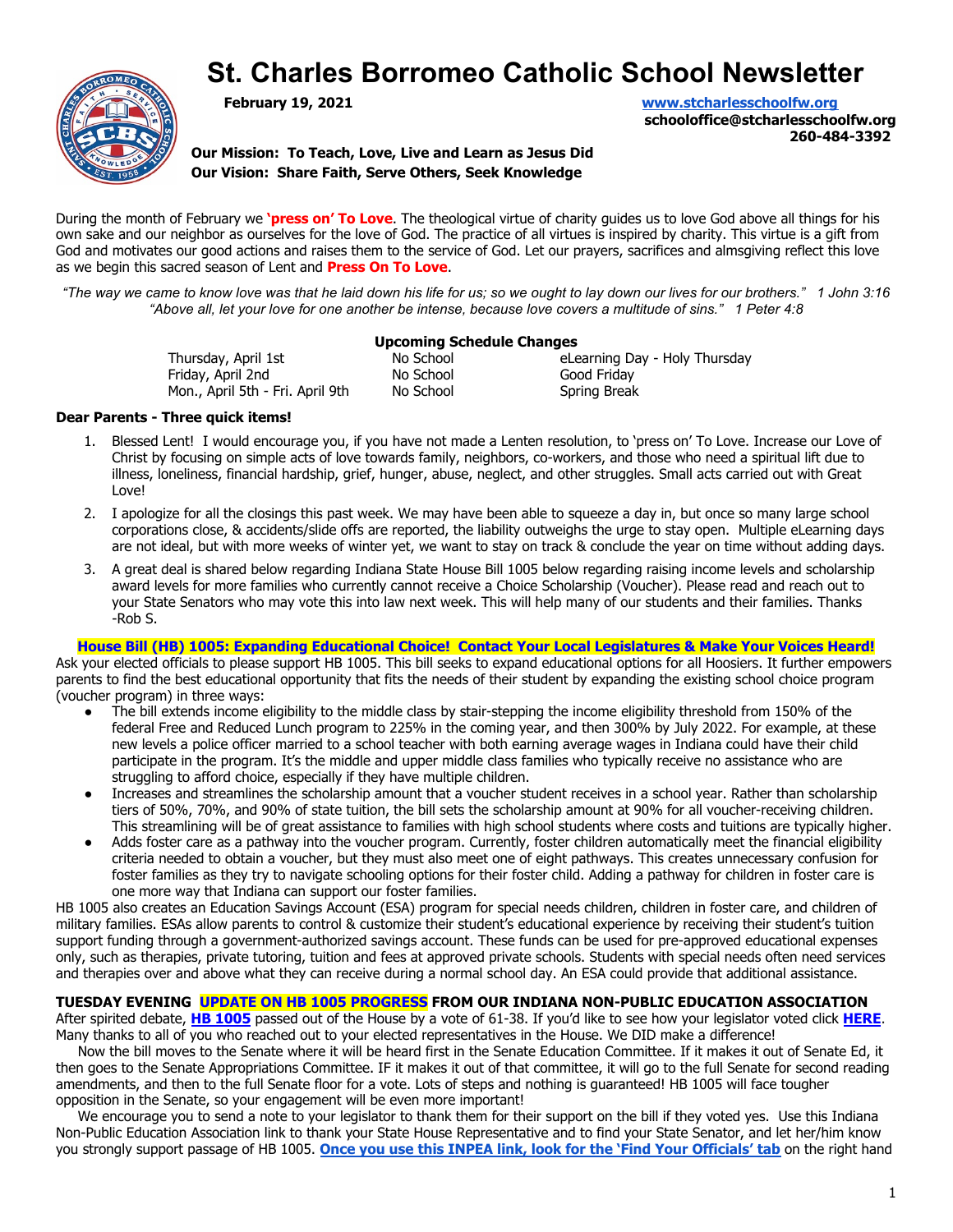# St. Charles Borromeo Catholic School Newsletter

**February 19, 2021** www.stcharlesschoolfw.org

**schooloffice@stcharlesschoolfw.org**
**260-484-3392**

**Our Mission: To Teach, Love, Live and Learn as Jesus Did**
**Our Vision: Share Faith, Serve Others, Seek Knowledge**

During the month of February we **'press on' To Love**. The theological virtue of charity guides us to love God above all things for his own sake and our neighbor as ourselves for the love of God. The practice of all virtues is inspired by charity. This virtue is a gift from God and motivates our good actions and raises them to the service of God. Let our prayers, sacrifices and almsgiving reflect this love as we begin this sacred season of Lent and **Press On To Love**.

*"The way we came to know love was that he laid down his life for us; so we ought to lay down our lives for our brothers." 1 John 3:16*
*"Above all, let your love for one another be intense, because love covers a multitude of sins." 1 Peter 4:8*

**Upcoming Schedule Changes**

| | | |
|---|---|---|
| Thursday, April 1st | No School | eLearning Day - Holy Thursday |
| Friday, April 2nd | No School | Good Friday |
| Mon., April 5th - Fri. April 9th | No School | Spring Break |

**Dear Parents - Three quick items!**

1. Blessed Lent! I would encourage you, if you have not made a Lenten resolution, to 'press on' To Love. Increase our Love of Christ by focusing on simple acts of love towards family, neighbors, co-workers, and those who need a spiritual lift due to illness, loneliness, financial hardship, grief, hunger, abuse, neglect, and other struggles. Small acts carried out with Great Love!
2. I apologize for all the closings this past week. We may have been able to squeeze a day in, but once so many large school corporations close, & accidents/slide offs are reported, the liability outweighs the urge to stay open. Multiple eLearning days are not ideal, but with more weeks of winter yet, we want to stay on track & conclude the year on time without adding days.
3. A great deal is shared below regarding Indiana State House Bill 1005 below regarding raising income levels and scholarship award levels for more families who currently cannot receive a Choice Scholarship (Voucher). Please read and reach out to your State Senators who may vote this into law next week. This will help many of our students and their families. Thanks -Rob S.

**House Bill (HB) 1005: Expanding Educational Choice! Contact Your Local Legislatures & Make Your Voices Heard!**

Ask your elected officials to please support HB 1005. This bill seeks to expand educational options for all Hoosiers. It further empowers parents to find the best educational opportunity that fits the needs of their student by expanding the existing school choice program (voucher program) in three ways:

- The bill extends income eligibility to the middle class by stair-stepping the income eligibility threshold from 150% of the federal Free and Reduced Lunch program to 225% in the coming year, and then 300% by July 2022. For example, at these new levels a police officer married to a school teacher with both earning average wages in Indiana could have their child participate in the program. It's the middle and upper middle class families who typically receive no assistance who are struggling to afford choice, especially if they have multiple children.
- Increases and streamlines the scholarship amount that a voucher student receives in a school year. Rather than scholarship tiers of 50%, 70%, and 90% of state tuition, the bill sets the scholarship amount at 90% for all voucher-receiving children. This streamlining will be of great assistance to families with high school students where costs and tuitions are typically higher.
- Adds foster care as a pathway into the voucher program. Currently, foster children automatically meet the financial eligibility criteria needed to obtain a voucher, but they must also meet one of eight pathways. This creates unnecessary confusion for foster families as they try to navigate schooling options for their foster child. Adding a pathway for children in foster care is one more way that Indiana can support our foster families.

HB 1005 also creates an Education Savings Account (ESA) program for special needs children, children in foster care, and children of military families. ESAs allow parents to control & customize their student's educational experience by receiving their student's tuition support funding through a government-authorized savings account. These funds can be used for pre-approved educational expenses only, such as therapies, private tutoring, tuition and fees at approved private schools. Students with special needs often need services and therapies over and above what they can receive during a normal school day. An ESA could provide that additional assistance.

**TUESDAY EVENING UPDATE ON HB 1005 PROGRESS FROM OUR INDIANA NON-PUBLIC EDUCATION ASSOCIATION**

After spirited debate, **HB 1005** passed out of the House by a vote of 61-38. If you'd like to see how your legislator voted click **HERE**. Many thanks to all of you who reached out to your elected representatives in the House. We DID make a difference!

Now the bill moves to the Senate where it will be heard first in the Senate Education Committee. If it makes it out of Senate Ed, it then goes to the Senate Appropriations Committee. IF it makes it out of that committee, it will go to the full Senate for second reading amendments, and then to the full Senate floor for a vote. Lots of steps and nothing is guaranteed! HB 1005 will face tougher opposition in the Senate, so your engagement will be even more important!

We encourage you to send a note to your legislator to thank them for their support on the bill if they voted yes. Use this Indiana Non-Public Education Association link to thank your State House Representative and to find your State Senator, and let her/him know you strongly support passage of HB 1005. **Once you use this INPEA link, look for the 'Find Your Officials' tab** on the right hand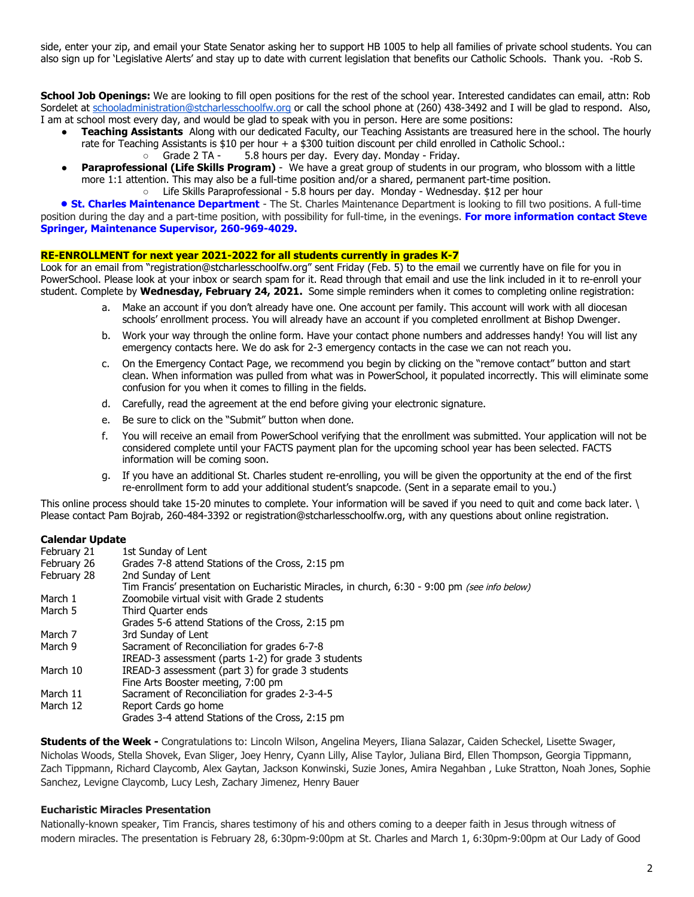side, enter your zip, and email your State Senator asking her to support HB 1005 to help all families of private school students. You can also sign up for 'Legislative Alerts' and stay up to date with current legislation that benefits our Catholic Schools. Thank you. -Rob S.

**School Job Openings:** We are looking to fill open positions for the rest of the school year. Interested candidates can email, attn: Rob Sordelet at schooladministration@stcharlesschoolfw.org or call the school phone at (260) 438-3492 and I will be glad to respond. Also, I am at school most every day, and would be glad to speak with you in person. Here are some positions:

- **Teaching Assistants** Along with our dedicated Faculty, our Teaching Assistants are treasured here in the school. The hourly rate for Teaching Assistants is $10 per hour + a $300 tuition discount per child enrolled in Catholic School.:
  - Grade 2 TA - 5.8 hours per day. Every day. Monday - Friday.
- **Paraprofessional (Life Skills Program)** - We have a great group of students in our program, who blossom with a little more 1:1 attention. This may also be a full-time position and/or a shared, permanent part-time position.
  - Life Skills Paraprofessional - 5.8 hours per day. Monday - Wednesday. $12 per hour
- **St. Charles Maintenance Department** - The St. Charles Maintenance Department is looking to fill two positions. A full-time position during the day and a part-time position, with possibility for full-time, in the evenings. **For more information contact Steve Springer, Maintenance Supervisor, 260-969-4029.**

**RE-ENROLLMENT for next year 2021-2022 for all students currently in grades K-7**

Look for an email from "registration@stcharlesschoolfw.org" sent Friday (Feb. 5) to the email we currently have on file for you in PowerSchool. Please look at your inbox or search spam for it. Read through that email and use the link included in it to re-enroll your student. Complete by **Wednesday, February 24, 2021.** Some simple reminders when it comes to completing online registration:

a. Make an account if you don't already have one. One account per family. This account will work with all diocesan schools' enrollment process. You will already have an account if you completed enrollment at Bishop Dwenger.

b. Work your way through the online form. Have your contact phone numbers and addresses handy! You will list any emergency contacts here. We do ask for 2-3 emergency contacts in the case we can not reach you.

c. On the Emergency Contact Page, we recommend you begin by clicking on the "remove contact" button and start clean. When information was pulled from what was in PowerSchool, it populated incorrectly. This will eliminate some confusion for you when it comes to filling in the fields.

d. Carefully, read the agreement at the end before giving your electronic signature.

e. Be sure to click on the "Submit" button when done.

f. You will receive an email from PowerSchool verifying that the enrollment was submitted. Your application will not be considered complete until your FACTS payment plan for the upcoming school year has been selected. FACTS information will be coming soon.

g. If you have an additional St. Charles student re-enrolling, you will be given the opportunity at the end of the first re-enrollment form to add your additional student's snapcode. (Sent in a separate email to you.)

This online process should take 15-20 minutes to complete. Your information will be saved if you need to quit and come back later. \
Please contact Pam Bojrab, 260-484-3392 or registration@stcharlesschoolfw.org, with any questions about online registration.

**Calendar Update**

| | |
|---|---|
| February 21 | 1st Sunday of Lent |
| February 26 | Grades 7-8 attend Stations of the Cross, 2:15 pm |
| February 28 | 2nd Sunday of Lent |
| | Tim Francis' presentation on Eucharistic Miracles, in church, 6:30 - 9:00 pm *(see info below)* |
| March 1 | Zoomobile virtual visit with Grade 2 students |
| March 5 | Third Quarter ends |
| | Grades 5-6 attend Stations of the Cross, 2:15 pm |
| March 7 | 3rd Sunday of Lent |
| March 9 | Sacrament of Reconciliation for grades 6-7-8 |
| | IREAD-3 assessment (parts 1-2) for grade 3 students |
| March 10 | IREAD-3 assessment (part 3) for grade 3 students |
| | Fine Arts Booster meeting, 7:00 pm |
| March 11 | Sacrament of Reconciliation for grades 2-3-4-5 |
| March 12 | Report Cards go home |
| | Grades 3-4 attend Stations of the Cross, 2:15 pm |

**Students of the Week -** Congratulations to: Lincoln Wilson, Angelina Meyers, Iliana Salazar, Caiden Scheckel, Lisette Swager, Nicholas Woods, Stella Shovek, Evan Sliger, Joey Henry, Cyann Lilly, Alise Taylor, Juliana Bird, Ellen Thompson, Georgia Tippmann, Zach Tippmann, Richard Claycomb, Alex Gaytan, Jackson Konwinski, Suzie Jones, Amira Negahban , Luke Stratton, Noah Jones, Sophie Sanchez, Levigne Claycomb, Lucy Lesh, Zachary Jimenez, Henry Bauer

**Eucharistic Miracles Presentation**

Nationally-known speaker, Tim Francis, shares testimony of his and others coming to a deeper faith in Jesus through witness of modern miracles. The presentation is February 28, 6:30pm-9:00pm at St. Charles and March 1, 6:30pm-9:00pm at Our Lady of Good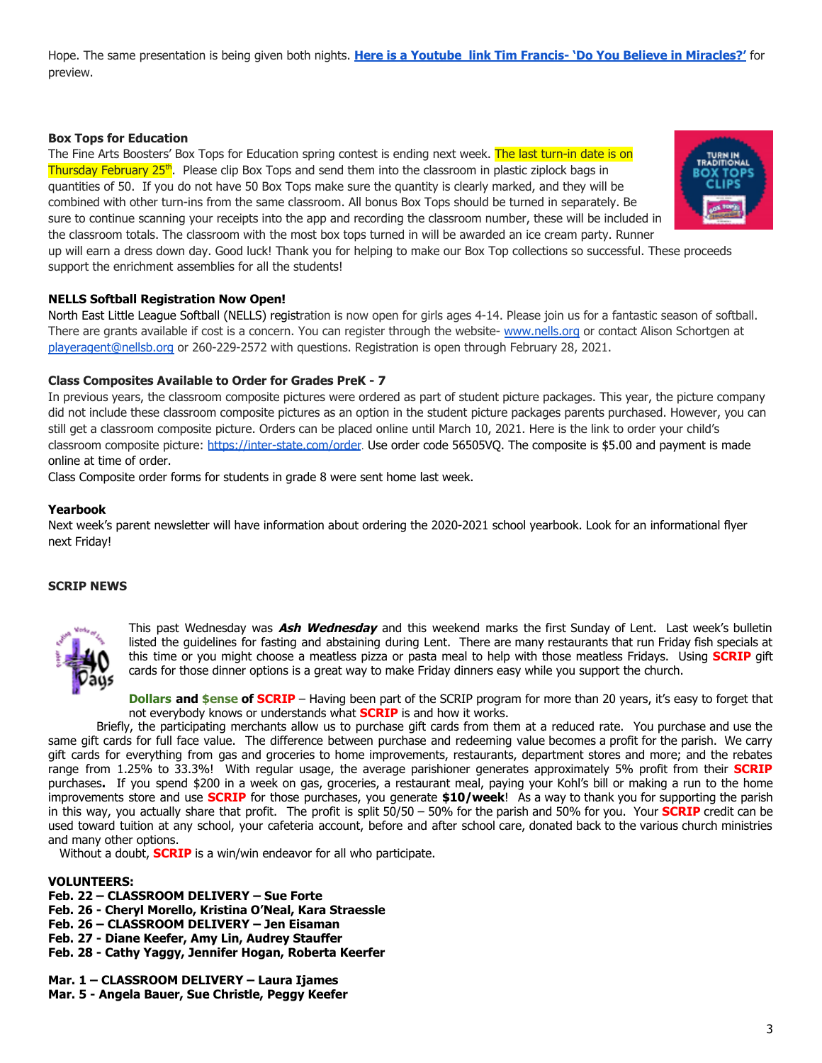Hope. The same presentation is being given both nights. **[Here is a Youtube link Tim Francis- 'Do You Believe in Miracles?']** for preview.

### Box Tops for Education

The Fine Arts Boosters' Box Tops for Education spring contest is ending next week. The last turn-in date is on Thursday February 25th. Please clip Box Tops and send them into the classroom in plastic ziplock bags in quantities of 50. If you do not have 50 Box Tops make sure the quantity is clearly marked, and they will be combined with other turn-ins from the same classroom. All bonus Box Tops should be turned in separately. Be sure to continue scanning your receipts into the app and recording the classroom number, these will be included in the classroom totals. The classroom with the most box tops turned in will be awarded an ice cream party. Runner up will earn a dress down day. Good luck! Thank you for helping to make our Box Top collections so successful. These proceeds support the enrichment assemblies for all the students!

### NELLS Softball Registration Now Open!

North East Little League Softball (NELLS) registration is now open for girls ages 4-14. Please join us for a fantastic season of softball. There are grants available if cost is a concern. You can register through the website- www.nells.org or contact Alison Schortgen at playeragent@nellsb.org or 260-229-2572 with questions. Registration is open through February 28, 2021.

### Class Composites Available to Order for Grades PreK - 7

In previous years, the classroom composite pictures were ordered as part of student picture packages. This year, the picture company did not include these classroom composite pictures as an option in the student picture packages parents purchased. However, you can still get a classroom composite picture. Orders can be placed online until March 10, 2021. Here is the link to order your child's classroom composite picture: https://inter-state.com/order. Use order code 56505VQ. The composite is $5.00 and payment is made online at time of order.

Class Composite order forms for students in grade 8 were sent home last week.

### Yearbook

Next week's parent newsletter will have information about ordering the 2020-2021 school yearbook. Look for an informational flyer next Friday!

### SCRIP NEWS

This past Wednesday was ***Ash Wednesday*** and this weekend marks the first Sunday of Lent. Last week's bulletin listed the guidelines for fasting and abstaining during Lent. There are many restaurants that run Friday fish specials at this time or you might choose a meatless pizza or pasta meal to help with those meatless Fridays. Using **SCRIP** gift cards for those dinner options is a great way to make Friday dinners easy while you support the church.

**Dollars and $ense of SCRIP** – Having been part of the SCRIP program for more than 20 years, it's easy to forget that not everybody knows or understands what **SCRIP** is and how it works.

Briefly, the participating merchants allow us to purchase gift cards from them at a reduced rate. You purchase and use the same gift cards for full face value. The difference between purchase and redeeming value becomes a profit for the parish. We carry gift cards for everything from gas and groceries to home improvements, restaurants, department stores and more; and the rebates range from 1.25% to 33.3%! With regular usage, the average parishioner generates approximately 5% profit from their **SCRIP** purchases**.** If you spend $200 in a week on gas, groceries, a restaurant meal, paying your Kohl's bill or making a run to the home improvements store and use **SCRIP** for those purchases, you generate **$10/week**! As a way to thank you for supporting the parish in this way, you actually share that profit. The profit is split 50/50 – 50% for the parish and 50% for you. Your **SCRIP** credit can be used toward tuition at any school, your cafeteria account, before and after school care, donated back to the various church ministries and many other options.

Without a doubt, **SCRIP** is a win/win endeavor for all who participate.

**VOLUNTEERS:**
**Feb. 22 – CLASSROOM DELIVERY – Sue Forte**
**Feb. 26 - Cheryl Morello, Kristina O'Neal, Kara Straessle**
**Feb. 26 – CLASSROOM DELIVERY – Jen Eisaman**
**Feb. 27 - Diane Keefer, Amy Lin, Audrey Stauffer**
**Feb. 28 - Cathy Yaggy, Jennifer Hogan, Roberta Keerfer**

**Mar. 1 – CLASSROOM DELIVERY – Laura Ijames**
**Mar. 5 - Angela Bauer, Sue Christle, Peggy Keefer**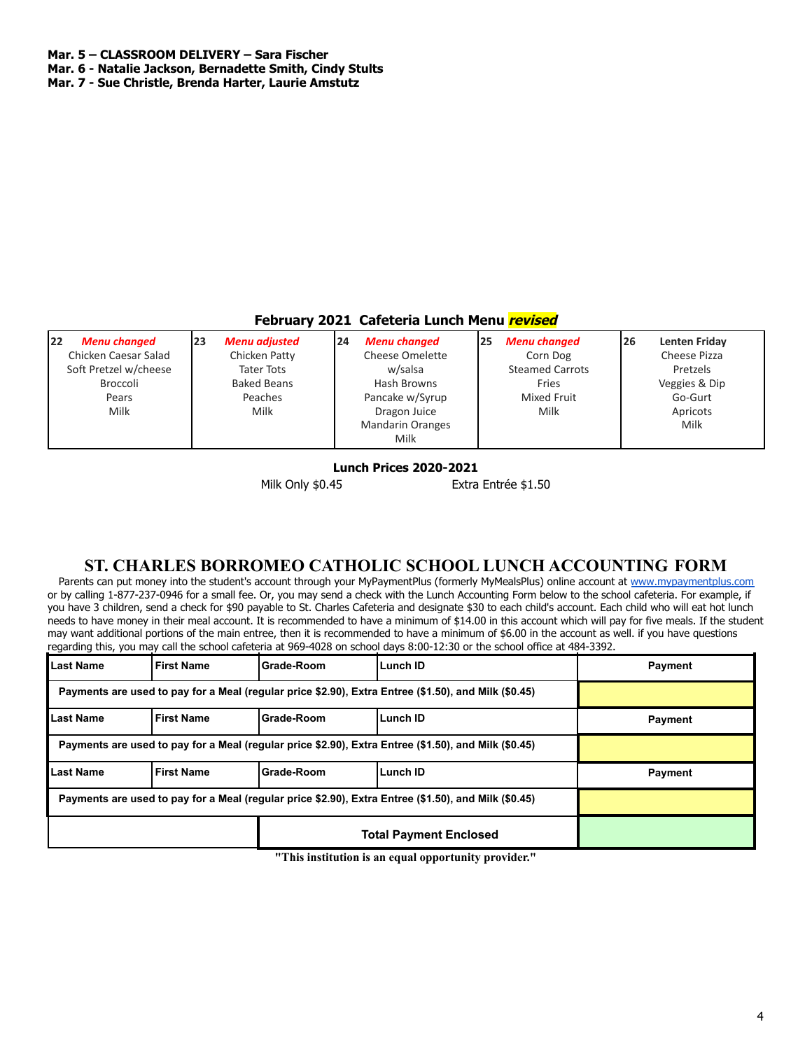**Mar. 5 – CLASSROOM DELIVERY – Sara Fischer**
**Mar. 6 - Natalie Jackson, Bernadette Smith, Cindy Stults**
**Mar. 7 - Sue Christle, Brenda Harter, Laurie Amstutz**

## February 2021 Cafeteria Lunch Menu ***revised***

| 22 *Menu changed* | 23 *Menu adjusted* | 24 *Menu changed* | 25 *Menu changed* | 26 **Lenten Friday** |
|---|---|---|---|---|
| Chicken Caesar Salad<br>Soft Pretzel w/cheese<br>Broccoli<br>Pears<br>Milk | Chicken Patty<br>Tater Tots<br>Baked Beans<br>Peaches<br>Milk | Cheese Omelette w/salsa<br>Hash Browns<br>Pancake w/Syrup<br>Dragon Juice<br>Mandarin Oranges<br>Milk | Corn Dog<br>Steamed Carrots<br>Fries<br>Mixed Fruit<br>Milk | Cheese Pizza<br>Pretzels<br>Veggies & Dip<br>Go-Gurt<br>Apricots<br>Milk |

**Lunch Prices 2020-2021**

Milk Only $0.45 Extra Entrée $1.50

## ST. CHARLES BORROMEO CATHOLIC SCHOOL LUNCH ACCOUNTING FORM

Parents can put money into the student's account through your MyPaymentPlus (formerly MyMealsPlus) online account at www.mypaymentplus.com or by calling 1-877-237-0946 for a small fee. Or, you may send a check with the Lunch Accounting Form below to the school cafeteria. For example, if you have 3 children, send a check for $90 payable to St. Charles Cafeteria and designate $30 to each child's account. Each child who will eat hot lunch needs to have money in their meal account. It is recommended to have a minimum of $14.00 in this account which will pay for five meals. If the student may want additional portions of the main entree, then it is recommended to have a minimum of $6.00 in the account as well. if you have questions regarding this, you may call the school cafeteria at 969-4028 on school days 8:00-12:30 or the school office at 484-3392.

| Last Name | First Name | Grade-Room | Lunch ID | Payment |
|---|---|---|---|---|
| **Payments are used to pay for a Meal (regular price $2.90), Extra Entree ($1.50), and Milk ($0.45)** | | | | |
| **Last Name** | **First Name** | **Grade-Room** | **Lunch ID** | **Payment** |
| **Payments are used to pay for a Meal (regular price $2.90), Extra Entree ($1.50), and Milk ($0.45)** | | | | |
| **Last Name** | **First Name** | **Grade-Room** | **Lunch ID** | **Payment** |
| **Payments are used to pay for a Meal (regular price $2.90), Extra Entree ($1.50), and Milk ($0.45)** | | | | |
| | | **Total Payment Enclosed** | | |

**"This institution is an equal opportunity provider."**